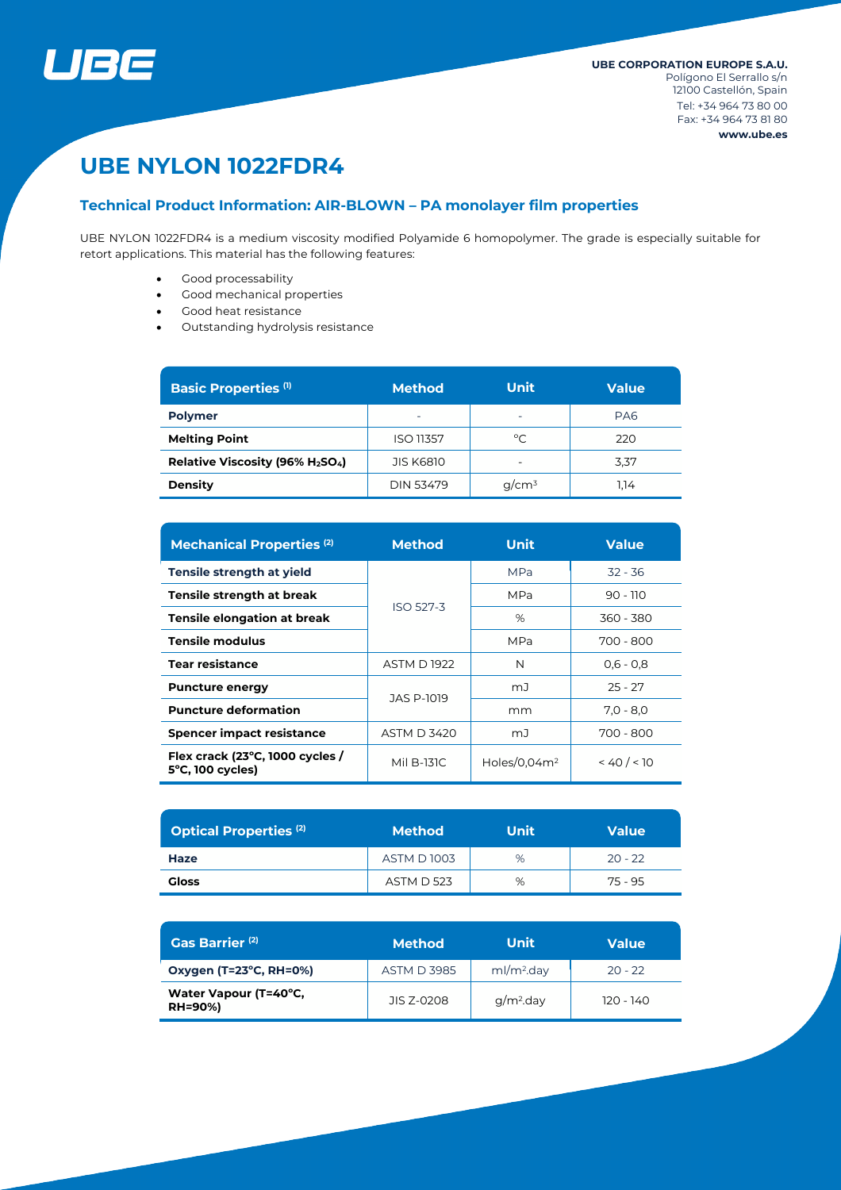**UBE CORPORATION EUROPE S.A.U.**
Polígono El Serrallo s/n
12100 Castellón, Spain
Tel: +34 964 73 80 00
Fax: +34 964 73 81 80
**www.ube.es**

# UBE NYLON 1022FDR4

## Technical Product Information: AIR-BLOWN – PA monolayer film properties

UBE NYLON 1022FDR4 is a medium viscosity modified Polyamide 6 homopolymer. The grade is especially suitable for retort applications. This material has the following features:

- Good processability
- Good mechanical properties
- Good heat resistance
- Outstanding hydrolysis resistance

| Basic Properties (1) | Method | Unit | Value |
|---|---|---|---|
| **Polymer** | - | - | PA6 |
| **Melting Point** | ISO 11357 | °C | 220 |
| **Relative Viscosity (96% $H_2SO_4$)** | JIS K6810 | - | 3,37 |
| **Density** | DIN 53479 | g/cm³ | 1,14 |

| Mechanical Properties (2) | Method | Unit | Value |
|---|---|---|---|
| **Tensile strength at yield** | ISO 527-3 | MPa | 32 - 36 |
| **Tensile strength at break** | ISO 527-3 | MPa | 90 - 110 |
| **Tensile elongation at break** | ISO 527-3 | % | 360 - 380 |
| **Tensile modulus** | ISO 527-3 | MPa | 700 - 800 |
| **Tear resistance** | ASTM D 1922 | N | 0,6 - 0,8 |
| **Puncture energy** | JAS P-1019 | mJ | 25 - 27 |
| **Puncture deformation** | JAS P-1019 | mm | 7,0 - 8,0 |
| **Spencer impact resistance** | ASTM D 3420 | mJ | 700 - 800 |
| **Flex crack (23°C, 1000 cycles / 5°C, 100 cycles)** | Mil B-131C | Holes/0,04m² | < 40 / < 10 |

| Optical Properties (2) | Method | Unit | Value |
|---|---|---|---|
| **Haze** | ASTM D 1003 | % | 20 - 22 |
| **Gloss** | ASTM D 523 | % | 75 - 95 |

| Gas Barrier (2) | Method | Unit | Value |
|---|---|---|---|
| **Oxygen (T=23°C, RH=0%)** | ASTM D 3985 | ml/m².day | 20 - 22 |
| **Water Vapour (T=40°C, RH=90%)** | JIS Z-0208 | g/m².day | 120 - 140 |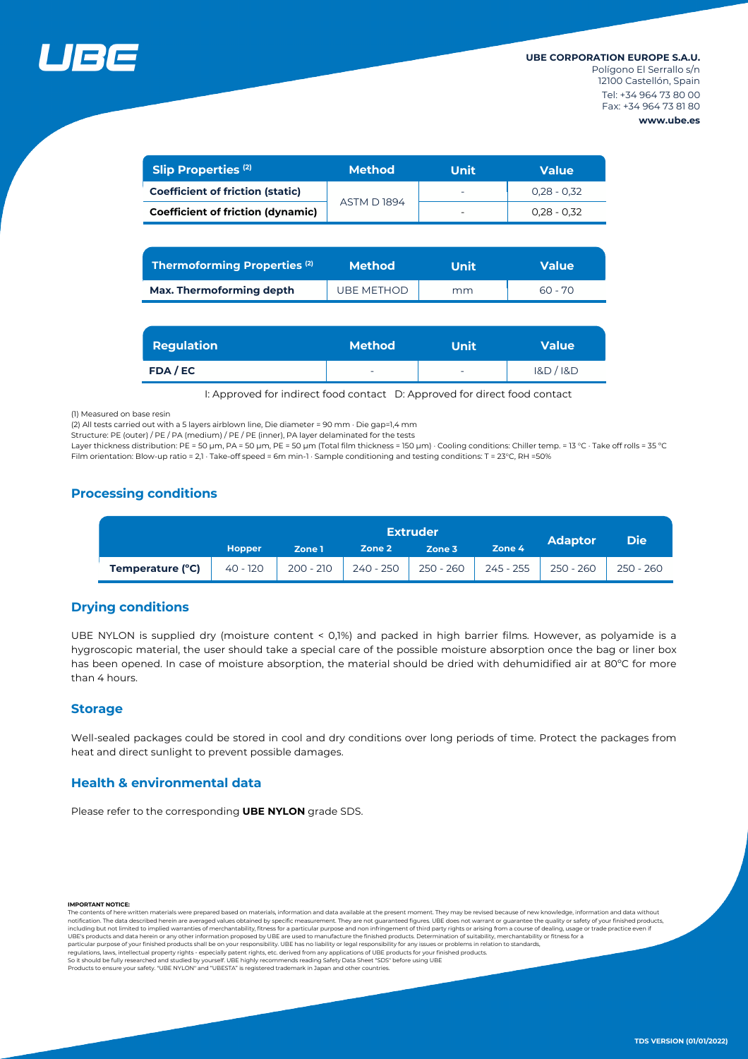UBE CORPORATION EUROPE S.A.U.
Polígono El Serrallo s/n
12100 Castellón, Spain
Tel: +34 964 73 80 00
Fax: +34 964 73 81 80
www.ube.es

| Slip Properties [(2)] | Method | Unit | Value |
|---|---|---|---|
| Coefficient of friction (static) | ASTM D 1894 | - | 0,28 - 0,32 |
| Coefficient of friction (dynamic) | | - | 0,28 - 0,32 |

| Thermoforming Properties [(2)] | Method | Unit | Value |
|---|---|---|---|
| Max. Thermoforming depth | UBE METHOD | mm | 60 - 70 |

| Regulation | Method | Unit | Value |
|---|---|---|---|
| FDA / EC | - | - | I&D / I&D |

I: Approved for indirect food contact   D: Approved for direct food contact

(1) Measured on base resin
(2) All tests carried out with a 5 layers airblown line, Die diameter = 90 mm · Die gap=1,4 mm
Structure: PE (outer) / PE / PA (medium) / PE / PE (inner), PA layer delaminated for the tests
Layer thickness distribution: PE = 50 µm, PA = 50 µm, PE = 50 µm (Total film thickness = 150 µm) · Cooling conditions: Chiller temp. = 13 °C · Take off rolls = 35 °C
Film orientation: Blow-up ratio = 2,1 · Take-off speed = 6m min-1 · Sample conditioning and testing conditions: T = 23°C, RH =50%

## Processing conditions

| | Extruder | | | | | Adaptor | Die |
|---|---|---|---|---|---|---|---|
| | Hopper | Zone 1 | Zone 2 | Zone 3 | Zone 4 | | |
| Temperature (°C) | 40 - 120 | 200 - 210 | 240 - 250 | 250 - 260 | 245 - 255 | 250 - 260 | 250 - 260 |

## Drying conditions

UBE NYLON is supplied dry (moisture content < 0,1%) and packed in high barrier films. However, as polyamide is a hygroscopic material, the user should take a special care of the possible moisture absorption once the bag or liner box has been opened. In case of moisture absorption, the material should be dried with dehumidified air at 80°C for more than 4 hours.

## Storage

Well-sealed packages could be stored in cool and dry conditions over long periods of time. Protect the packages from heat and direct sunlight to prevent possible damages.

## Health & environmental data

Please refer to the corresponding **UBE NYLON** grade SDS.

**IMPORTANT NOTICE:**
The contents of here written materials were prepared based on materials, information and data available at the present moment. They may be revised because of new knowledge, information and data without notification. The data described herein are averaged values obtained by specific measurement. They are not guaranteed figures. UBE does not warrant or guarantee the quality or safety of your finished products, including but not limited to implied warranties of merchantability, fitness for a particular purpose and non infringement of third party rights or arising from a course of dealing, usage or trade practice even if UBE's products and data herein or any other information proposed by UBE are used to manufacture the finished products. Determination of suitability, merchantability or fitness for a particular purpose of your finished products shall be on your responsibility. UBE has no liability or legal responsibility for any issues or problems in relation to standards, regulations, laws, intellectual property rights - especially patent rights, etc. derived from any applications of UBE products for your finished products. So it should be fully researched and studied by yourself. UBE highly recommends reading Safety Data Sheet "SDS" before using UBE Products to ensure your safety. "UBE NYLON" and "UBESTA" is registered trademark in Japan and other countries.

TDS VERSION (01/01/2022)